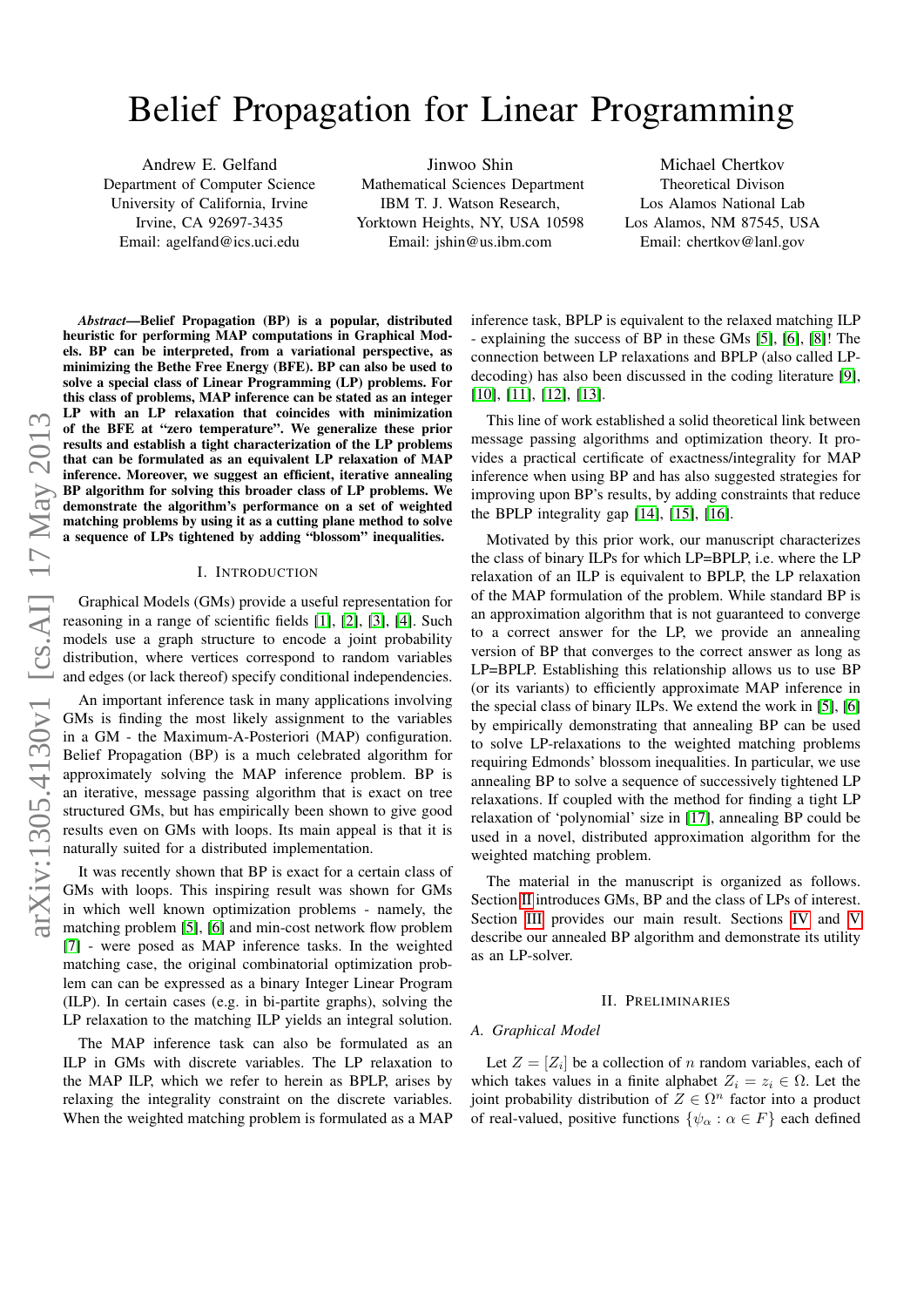# Belief Propagation for Linear Programming

Andrew E. Gelfand
Department of Computer Science
University of California, Irvine
Irvine, CA 92697-3435
Email: agelfand@ics.uci.edu

Jinwoo Shin
Mathematical Sciences Department
IBM T. J. Watson Research,
Yorktown Heights, NY, USA 10598
Email: jshin@us.ibm.com

Michael Chertkov
Theoretical Divison
Los Alamos National Lab
Los Alamos, NM 87545, USA
Email: chertkov@lanl.gov

***Abstract*—Belief Propagation (BP) is a popular, distributed heuristic for performing MAP computations in Graphical Models. BP can be interpreted, from a variational perspective, as minimizing the Bethe Free Energy (BFE). BP can also be used to solve a special class of Linear Programming (LP) problems. For this class of problems, MAP inference can be stated as an integer LP with an LP relaxation that coincides with minimization of the BFE at "zero temperature". We generalize these prior results and establish a tight characterization of the LP problems that can be formulated as an equivalent LP relaxation of MAP inference. Moreover, we suggest an efficient, iterative annealing BP algorithm for solving this broader class of LP problems. We demonstrate the algorithm's performance on a set of weighted matching problems by using it as a cutting plane method to solve a sequence of LPs tightened by adding "blossom" inequalities.**

## I. Introduction

Graphical Models (GMs) provide a useful representation for reasoning in a range of scientific fields [1], [2], [3], [4]. Such models use a graph structure to encode a joint probability distribution, where vertices correspond to random variables and edges (or lack thereof) specify conditional independencies.

An important inference task in many applications involving GMs is finding the most likely assignment to the variables in a GM - the Maximum-A-Posteriori (MAP) configuration. Belief Propagation (BP) is a much celebrated algorithm for approximately solving the MAP inference problem. BP is an iterative, message passing algorithm that is exact on tree structured GMs, but has empirically been shown to give good results even on GMs with loops. Its main appeal is that it is naturally suited for a distributed implementation.

It was recently shown that BP is exact for a certain class of GMs with loops. This inspiring result was shown for GMs in which well known optimization problems - namely, the matching problem [5], [6] and min-cost network flow problem [7] - were posed as MAP inference tasks. In the weighted matching case, the original combinatorial optimization problem can can be expressed as a binary Integer Linear Program (ILP). In certain cases (e.g. in bi-partite graphs), solving the LP relaxation to the matching ILP yields an integral solution.

The MAP inference task can also be formulated as an ILP in GMs with discrete variables. The LP relaxation to the MAP ILP, which we refer to herein as BPLP, arises by relaxing the integrality constraint on the discrete variables. When the weighted matching problem is formulated as a MAP inference task, BPLP is equivalent to the relaxed matching ILP - explaining the success of BP in these GMs [5], [6], [8]! The connection between LP relaxations and BPLP (also called LP-decoding) has also been discussed in the coding literature [9], [10], [11], [12], [13].

This line of work established a solid theoretical link between message passing algorithms and optimization theory. It provides a practical certificate of exactness/integrality for MAP inference when using BP and has also suggested strategies for improving upon BP's results, by adding constraints that reduce the BPLP integrality gap [14], [15], [16].

Motivated by this prior work, our manuscript characterizes the class of binary ILPs for which LP=BPLP, i.e. where the LP relaxation of an ILP is equivalent to BPLP, the LP relaxation of the MAP formulation of the problem. While standard BP is an approximation algorithm that is not guaranteed to converge to a correct answer for the LP, we provide an annealing version of BP that converges to the correct answer as long as LP=BPLP. Establishing this relationship allows us to use BP (or its variants) to efficiently approximate MAP inference in the special class of binary ILPs. We extend the work in [5], [6] by empirically demonstrating that annealing BP can be used to solve LP-relaxations to the weighted matching problems requiring Edmonds' blossom inequalities. In particular, we use annealing BP to solve a sequence of successively tightened LP relaxations. If coupled with the method for finding a tight LP relaxation of 'polynomial' size in [17], annealing BP could be used in a novel, distributed approximation algorithm for the weighted matching problem.

The material in the manuscript is organized as follows. Section II introduces GMs, BP and the class of LPs of interest. Section III provides our main result. Sections IV and V describe our annealed BP algorithm and demonstrate its utility as an LP-solver.

## II. Preliminaries

### A. Graphical Model

Let $Z = [Z_i]$ be a collection of $n$ random variables, each of which takes values in a finite alphabet $Z_i = z_i \in \Omega$. Let the joint probability distribution of $Z \in \Omega^n$ factor into a product of real-valued, positive functions $\{\psi_\alpha : \alpha \in F\}$ each defined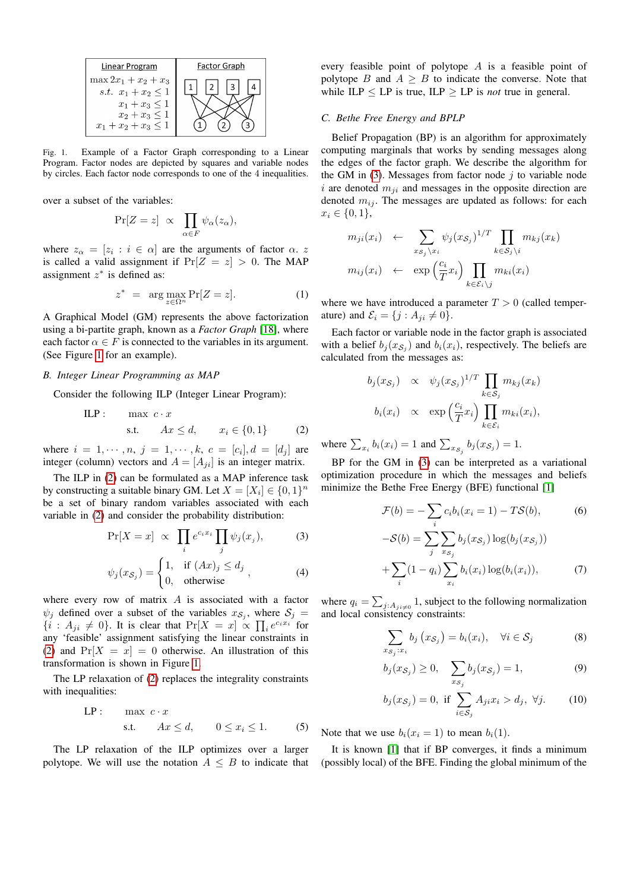| Linear Program | Factor Graph |
| --- | --- |
| $\max 2x_1 + x_2 + x_3$ <br> $s.t.\ x_1 + x_2 \le 1$ <br> $x_1 + x_3 \le 1$ <br> $x_2 + x_3 \le 1$ <br> $x_1 + x_2 + x_3 \le 1$ | |

Fig. 1. Example of a Factor Graph corresponding to a Linear Program. Factor nodes are depicted by squares and variable nodes by circles. Each factor node corresponds to one of the 4 inequalities.

over a subset of the variables:

$$\Pr[Z = z] \ \propto \ \prod_{\alpha \in F} \psi_\alpha(z_\alpha),$$

where $z_\alpha = [z_i : i \in \alpha]$ are the arguments of factor $\alpha$. $z$ is called a valid assignment if $\Pr[Z = z] > 0$. The MAP assignment $z^*$ is defined as:

$$z^* = \arg\max_{z \in \Omega^n} \Pr[Z = z]. \tag{1}$$

A Graphical Model (GM) represents the above factorization using a bi-partite graph, known as a *Factor Graph* [18], where each factor $\alpha \in F$ is connected to the variables in its argument. (See Figure 1 for an example).

### B. Integer Linear Programming as MAP

Consider the following ILP (Integer Linear Program):

$$\begin{aligned} \text{ILP}: \quad & \max \ c \cdot x \\ & \text{s.t.} \quad Ax \le d, \quad x_i \in \{0,1\} \end{aligned} \tag{2}$$

where $i = 1, \cdots, n$, $j = 1, \cdots, k$, $c = [c_i], d = [d_j]$ are integer (column) vectors and $A = [A_{ji}]$ is an integer matrix.

The ILP in (2) can be formulated as a MAP inference task by constructing a suitable binary GM. Let $X = [X_i] \in \{0,1\}^n$ be a set of binary random variables associated with each variable in (2) and consider the probability distribution:

$$\Pr[X = x] \ \propto \ \prod_i e^{c_i x_i} \prod_j \psi_j(x_j), \tag{3}$$

$$\psi_j(x_{\mathcal{S}_j}) = \begin{cases} 1, & \text{if } (Ax)_j \le d_j \\ 0, & \text{otherwise} \end{cases}, \tag{4}$$

where every row of matrix $A$ is associated with a factor $\psi_j$ defined over a subset of the variables $x_{\mathcal{S}_j}$, where $\mathcal{S}_j = \{i : A_{ji} \neq 0\}$. It is clear that $\Pr[X = x] \propto \prod_i e^{c_i x_i}$ for any 'feasible' assignment satisfying the linear constraints in (2) and $\Pr[X = x] = 0$ otherwise. An illustration of this transformation is shown in Figure 1.

The LP relaxation of (2) replaces the integrality constraints with inequalities:

$$\begin{aligned} \text{LP}: \quad & \max \ c \cdot x \\ & \text{s.t.} \quad Ax \le d, \quad 0 \le x_i \le 1. \end{aligned} \tag{5}$$

The LP relaxation of the ILP optimizes over a larger polytope. We will use the notation $A \le B$ to indicate that every feasible point of polytope $A$ is a feasible point of polytope $B$ and $A \ge B$ to indicate the converse. Note that while ILP $\le$ LP is true, ILP $\ge$ LP is *not* true in general.

### C. Bethe Free Energy and BPLP

Belief Propagation (BP) is an algorithm for approximately computing marginals that works by sending messages along the edges of the factor graph. We describe the algorithm for the GM in (3). Messages from factor node $j$ to variable node $i$ are denoted $m_{ji}$ and messages in the opposite direction are denoted $m_{ij}$. The messages are updated as follows: for each $x_i \in \{0,1\}$,

$$\begin{aligned} m_{ji}(x_i) \ &\leftarrow \ \sum_{x_{\mathcal{S}_j} \setminus x_i} \psi_j(x_{\mathcal{S}_j})^{1/T} \prod_{k \in \mathcal{S}_j \setminus i} m_{kj}(x_k) \\ m_{ij}(x_i) \ &\leftarrow \ \exp\left(\frac{c_i}{T} x_i\right) \prod_{k \in \mathcal{E}_i \setminus j} m_{ki}(x_i) \end{aligned}$$

where we have introduced a parameter $T > 0$ (called temperature) and $\mathcal{E}_i = \{j : A_{ji} \neq 0\}$.

Each factor or variable node in the factor graph is associated with a belief $b_j(x_{\mathcal{S}_j})$ and $b_i(x_i)$, respectively. The beliefs are calculated from the messages as:

$$\begin{aligned} b_j(x_{\mathcal{S}_j}) \ &\propto \ \psi_j(x_{\mathcal{S}_j})^{1/T} \prod_{k \in \mathcal{S}_j} m_{kj}(x_k) \\ b_i(x_i) \ &\propto \ \exp\left(\frac{c_i}{T} x_i\right) \prod_{k \in \mathcal{E}_i} m_{ki}(x_i), \end{aligned}$$

where $\sum_{x_i} b_i(x_i) = 1$ and $\sum_{x_{\mathcal{S}_j}} b_j(x_{\mathcal{S}_j}) = 1$.

BP for the GM in (3) can be interpreted as a variational optimization procedure in which the messages and beliefs minimize the Bethe Free Energy (BFE) functional [1]

$$\mathcal{F}(b) = -\sum_i c_i b_i(x_i = 1) - T\mathcal{S}(b), \tag{6}$$

$$\begin{aligned} -\mathcal{S}(b) &= \sum_j \sum_{x_{\mathcal{S}_j}} b_j(x_{\mathcal{S}_j}) \log(b_j(x_{\mathcal{S}_j})) \\ &+ \sum_i (1 - q_i) \sum_{x_i} b_i(x_i) \log(b_i(x_i)), \end{aligned} \tag{7}$$

where $q_i = \sum_{j: A_{ji} \neq 0} 1$, subject to the following normalization and local consistency constraints:

$$\sum_{x_{\mathcal{S}_j} : x_i} b_j\left(x_{\mathcal{S}_j}\right) = b_i(x_i), \quad \forall i \in \mathcal{S}_j \tag{8}$$

$$b_j(x_{\mathcal{S}_j}) \ge 0, \quad \sum_{x_{\mathcal{S}_j}} b_j(x_{\mathcal{S}_j}) = 1, \tag{9}$$

$$b_j(x_{\mathcal{S}_j}) = 0, \text{ if } \sum_{i \in \mathcal{S}_j} A_{ji} x_i > d_j, \ \forall j. \tag{10}$$

Note that we use $b_i(x_i = 1)$ to mean $b_i(1)$.

It is known [1] that if BP converges, it finds a minimum (possibly local) of the BFE. Finding the global minimum of the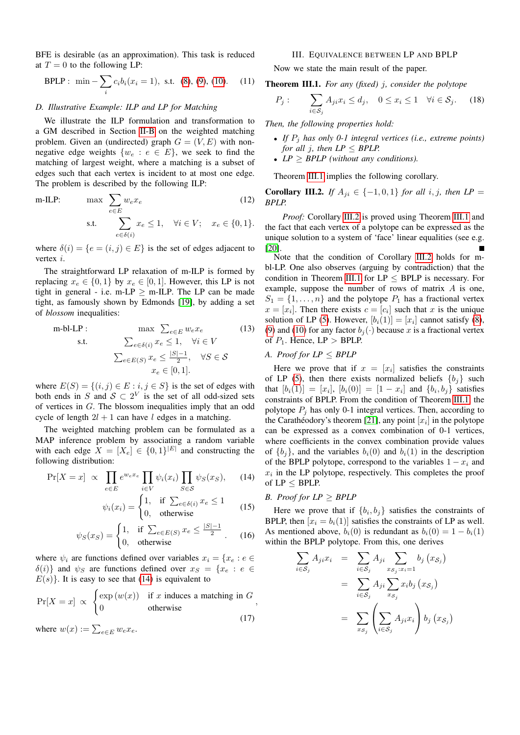BFE is desirable (as an approximation). This task is reduced at $T = 0$ to the following LP:

$$\text{BPLP}: \quad \min -\sum_i c_i b_i(x_i = 1), \;\; \text{s.t.} \;\; (8), (9), (10). \tag{11}$$

### D. Illustrative Example: ILP and LP for Matching

We illustrate the ILP formulation and transformation to a GM described in Section II-B on the weighted matching problem. Given an (undirected) graph $G = (V, E)$ with non-negative edge weights $\{w_e : e \in E\}$, we seek to find the matching of largest weight, where a matching is a subset of edges such that each vertex is incident to at most one edge. The problem is described by the following ILP:

$$\text{m-ILP:} \qquad \max \sum_{e \in E} w_e x_e \tag{12}$$

$$\text{s.t.} \qquad \sum_{e \in \delta(i)} x_e \le 1, \quad \forall i \in V; \quad x_e \in \{0, 1\}.$$

where $\delta(i) = \{e = (i, j) \in E\}$ is the set of edges adjacent to vertex $i$.

The straightforward LP relaxation of m-ILP is formed by replacing $x_e \in \{0, 1\}$ by $x_e \in [0, 1]$. However, this LP is not tight in general - i.e. m-LP $\ge$ m-ILP. The LP can be made tight, as famously shown by Edmonds [19], by adding a set of *blossom* inequalities:

$$\begin{aligned} \text{m-bl-LP}: \qquad & \max \; \textstyle\sum_{e \in E} w_e x_e \\ \text{s.t.} \qquad & \textstyle\sum_{e \in \delta(i)} x_e \le 1, \quad \forall i \in V \\ & \textstyle\sum_{e \in E(S)} x_e \le \frac{|S|-1}{2}, \quad \forall S \in \mathcal{S} \\ & x_e \in [0, 1]. \end{aligned} \tag{13}$$

where $E(S) = \{(i, j) \in E : i, j \in S\}$ is the set of edges with both ends in $S$ and $\mathcal{S} \subset 2^V$ is the set of all odd-sized sets of vertices in $G$. The blossom inequalities imply that an odd cycle of length $2l + 1$ can have $l$ edges in a matching.

The weighted matching problem can be formulated as a MAP inference problem by associating a random variable with each edge $X = [X_e] \in \{0, 1\}^{|E|}$ and constructing the following distribution:

$$\Pr[X = x] \;\propto\; \prod_{e \in E} e^{w_e x_e} \prod_{i \in V} \psi_i(x_i) \prod_{S \in \mathcal{S}} \psi_S(x_S), \tag{14}$$

$$\psi_i(x_i) = \begin{cases} 1, & \text{if } \sum_{e \in \delta(i)} x_e \le 1 \\ 0, & \text{otherwise} \end{cases} \tag{15}$$

$$\psi_S(x_S) = \begin{cases} 1, & \text{if } \sum_{e \in E(S)} x_e \le \frac{|S|-1}{2} \\ 0, & \text{otherwise} \end{cases}. \tag{16}$$

where $\psi_i$ are functions defined over variables $x_i = \{x_e : e \in \delta(i)\}$ and $\psi_S$ are functions defined over $x_S = \{x_e : e \in E(s)\}$. It is easy to see that (14) is equivalent to

$$\Pr[X = x] \;\propto\; \begin{cases} \exp\left(w(x)\right) & \text{if } x \text{ induces a matching in } G \\ 0 & \text{otherwise} \end{cases}, \tag{17}$$

where $w(x) := \sum_{e \in E} w_e x_e$.

## III. Equivalence between LP and BPLP

Now we state the main result of the paper.

**Theorem III.1.** *For any (fixed) $j$, consider the polytope*

$$P_j: \qquad \sum_{i \in \mathcal{S}_j} A_{ji} x_i \le d_j, \quad 0 \le x_i \le 1 \quad \forall i \in \mathcal{S}_j. \tag{18}$$

*Then, the following properties hold:*

- *If $P_j$ has only 0-1 integral vertices (i.e., extreme points) for all $j$, then LP $\le$ BPLP.*
- *LP $\ge$ BPLP (without any conditions).*

Theorem III.1 implies the following corollary.

**Corollary III.2.** *If $A_{ji} \in \{-1, 0, 1\}$ for all $i, j$, then LP = BPLP.*

*Proof:* Corollary III.2 is proved using Theorem III.1 and the fact that each vertex of a polytope can be expressed as the unique solution to a system of 'face' linear equalities (see e.g. [20]). ∎

Note that the condition of Corollary III.2 holds for m-bl-LP. One also observes (arguing by contradiction) that the condition in Theorem III.1 for LP $\le$ BPLP is necessary. For example, suppose the number of rows of matrix $A$ is one, $S_1 = \{1, \ldots, n\}$ and the polytope $P_1$ has a fractional vertex $x = [x_i]$. Then there exists $c = [c_i]$ such that $x$ is the unique solution of LP (5). However, $[b_i(1)] = [x_i]$ cannot satisfy (8), (9) and (10) for any factor $b_j(\cdot)$ because $x$ is a fractional vertex of $P_1$. Hence, LP $>$ BPLP.

### A. Proof for LP $\le$ BPLP

Here we prove that if $x = [x_i]$ satisfies the constraints of LP (5), then there exists normalized beliefs $\{b_j\}$ such that $[b_i(1)] = [x_i]$, $[b_i(0)] = [1 - x_i]$ and $\{b_i, b_j\}$ satisfies constraints of BPLP. From the condition of Theorem III.1, the polytope $P_j$ has only 0-1 integral vertices. Then, according to the Carathéodory's theorem [21], any point $[x_i]$ in the polytope can be expressed as a convex combination of 0-1 vertices, where coefficients in the convex combination provide values of $\{b_j\}$, and the variables $b_i(0)$ and $b_i(1)$ in the description of the BPLP polytope, correspond to the variables $1 - x_i$ and $x_i$ in the LP polytope, respectively. This completes the proof of LP $\le$ BPLP.

### B. Proof for LP $\ge$ BPLP

Here we prove that if $\{b_i, b_j\}$ satisfies the constraints of BPLP, then $[x_i = b_i(1)]$ satisfies the constraints of LP as well. As mentioned above, $b_i(0)$ is redundant as $b_i(0) = 1 - b_i(1)$ within the BPLP polytope. From this, one derives

$$\begin{aligned} \sum_{i \in \mathcal{S}_j} A_{ji} x_i &= \sum_{i \in \mathcal{S}_j} A_{ji} \sum_{x_{\mathcal{S}_j} : x_i = 1} b_j\left(x_{\mathcal{S}_j}\right) \\ &= \sum_{i \in \mathcal{S}_j} A_{ji} \sum_{x_{\mathcal{S}_j}} x_i b_j\left(x_{\mathcal{S}_j}\right) \\ &= \sum_{x_{\mathcal{S}_j}} \left( \sum_{i \in \mathcal{S}_j} A_{ji} x_i \right) b_j\left(x_{\mathcal{S}_j}\right) \end{aligned}$$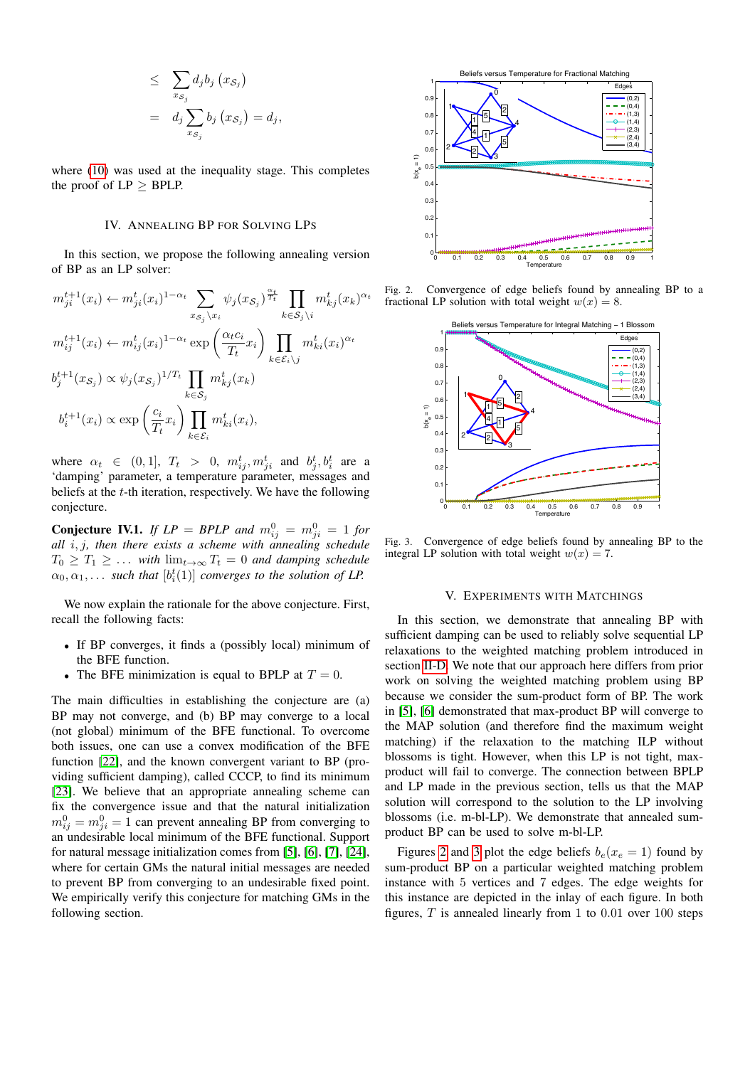$$
\begin{aligned}
&\leq \sum_{x_{\mathcal{S}_j}} d_j b_j\left(x_{\mathcal{S}_j}\right) \\
&= d_j \sum_{x_{\mathcal{S}_j}} b_j\left(x_{\mathcal{S}_j}\right) = d_j,
\end{aligned}
$$

where (10) was used at the inequality stage. This completes the proof of LP $\geq$ BPLP.

## IV. Annealing BP for Solving LPs

In this section, we propose the following annealing version of BP as an LP solver:

$$
m_{ji}^{t+1}(x_i) \leftarrow m_{ji}^t(x_i)^{1-\alpha_t} \sum_{x_{\mathcal{S}_j} \setminus x_i} \psi_j(x_{\mathcal{S}_j})^{\frac{\alpha_t}{T_t}} \prod_{k \in \mathcal{S}_j \setminus i} m_{kj}^t(x_k)^{\alpha_t}
$$

$$
m_{ij}^{t+1}(x_i) \leftarrow m_{ij}^t(x_i)^{1-\alpha_t} \exp\left(\frac{\alpha_t c_i}{T_t} x_i\right) \prod_{k \in \mathcal{E}_i \setminus j} m_{ki}^t(x_i)^{\alpha_t}
$$

$$
b_j^{t+1}(x_{\mathcal{S}_j}) \propto \psi_j(x_{\mathcal{S}_j})^{1/T_t} \prod_{k \in \mathcal{S}_j} m_{kj}^t(x_k)
$$

$$
b_i^{t+1}(x_i) \propto \exp\left(\frac{c_i}{T_t} x_i\right) \prod_{k \in \mathcal{E}_i} m_{ki}^t(x_i),
$$

where $\alpha_t \in (0,1]$, $T_t > 0$, $m_{ij}^t, m_{ji}^t$ and $b_j^t, b_i^t$ are a 'damping' parameter, a temperature parameter, messages and beliefs at the $t$-th iteration, respectively. We have the following conjecture.

**Conjecture IV.1.** *If LP = BPLP and $m_{ij}^0 = m_{ji}^0 = 1$ for all $i, j$, then there exists a scheme with annealing schedule $T_0 \geq T_1 \geq \dots$ with $\lim_{t \to \infty} T_t = 0$ and damping schedule $\alpha_0, \alpha_1, \dots$ such that $[b_i^t(1)]$ converges to the solution of LP.*

We now explain the rationale for the above conjecture. First, recall the following facts:

- If BP converges, it finds a (possibly local) minimum of the BFE function.
- The BFE minimization is equal to BPLP at $T = 0$.

The main difficulties in establishing the conjecture are (a) BP may not converge, and (b) BP may converge to a local (not global) minimum of the BFE functional. To overcome both issues, one can use a convex modification of the BFE function [22], and the known convergent variant to BP (providing sufficient damping), called CCCP, to find its minimum [23]. We believe that an appropriate annealing scheme can fix the convergence issue and that the natural initialization $m_{ij}^0 = m_{ji}^0 = 1$ can prevent annealing BP from converging to an undesirable local minimum of the BFE functional. Support for natural message initialization comes from [5], [6], [7], [24], where for certain GMs the natural initial messages are needed to prevent BP from converging to an undesirable fixed point. We empirically verify this conjecture for matching GMs in the following section.

Fig. 2. Convergence of edge beliefs found by annealing BP to a fractional LP solution with total weight $w(x) = 8$.

Fig. 3. Convergence of edge beliefs found by annealing BP to the integral LP solution with total weight $w(x) = 7$.

## V. Experiments with Matchings

In this section, we demonstrate that annealing BP with sufficient damping can be used to reliably solve sequential LP relaxations to the weighted matching problem introduced in section II-D. We note that our approach here differs from prior work on solving the weighted matching problem using BP because we consider the sum-product form of BP. The work in [5], [6] demonstrated that max-product BP will converge to the MAP solution (and therefore find the maximum weight matching) if the relaxation to the matching ILP without blossoms is tight. However, when this LP is not tight, max-product will fail to converge. The connection between BPLP and LP made in the previous section, tells us that the MAP solution will correspond to the solution to the LP involving blossoms (i.e. m-bl-LP). We demonstrate that annealed sum-product BP can be used to solve m-bl-LP.

Figures 2 and 3 plot the edge beliefs $b_e(x_e = 1)$ found by sum-product BP on a particular weighted matching problem instance with 5 vertices and 7 edges. The edge weights for this instance are depicted in the inlay of each figure. In both figures, $T$ is annealed linearly from 1 to 0.01 over 100 steps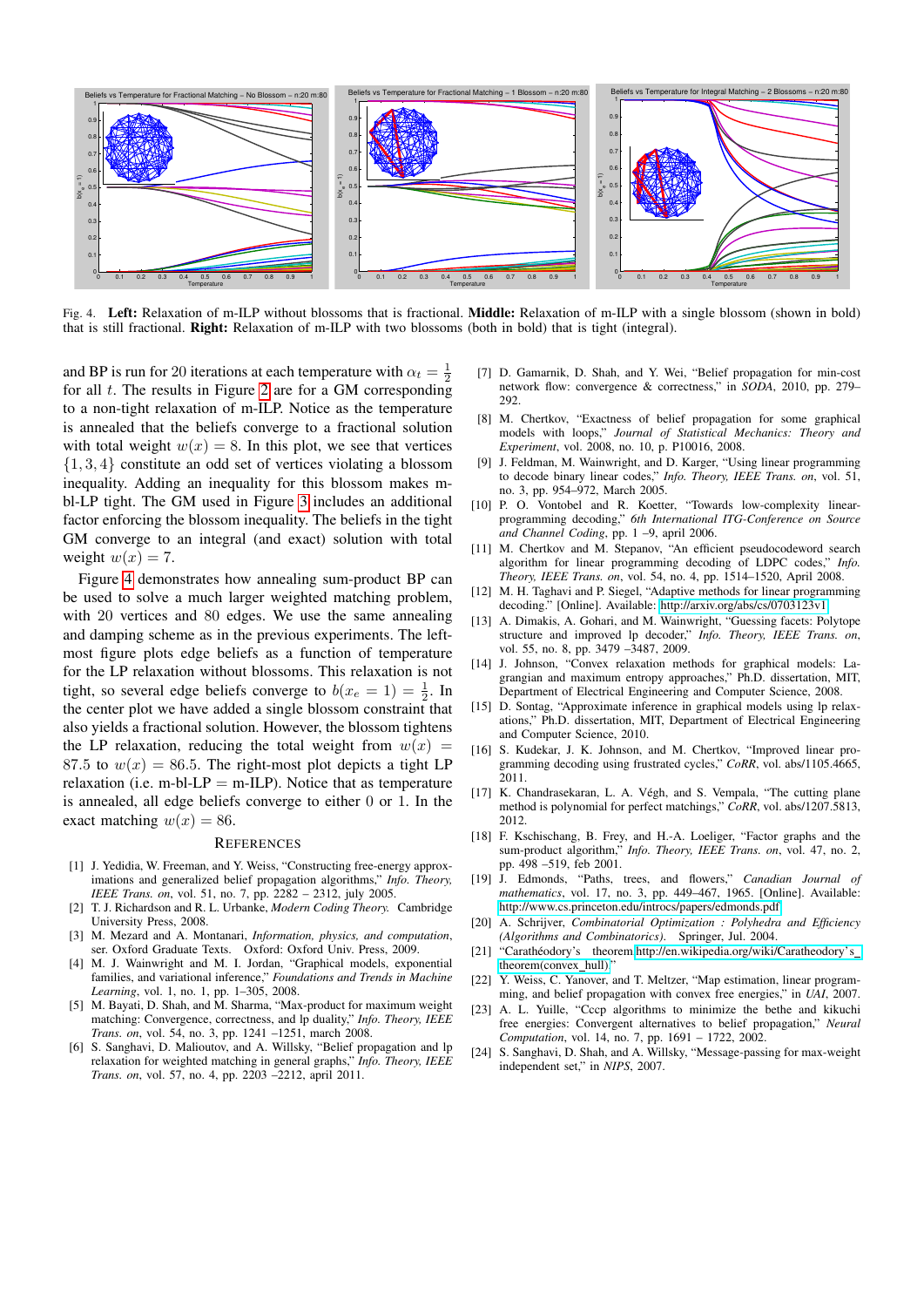Beliefs vs Temperature for Fractional Matching – No Blossom – n:20 m:80

Beliefs vs Temperature for Fractional Matching – 1 Blossom – n:20 m:80

Beliefs vs Temperature for Integral Matching – 2 Blossoms – n:20 m:80

Fig. 4. **Left:** Relaxation of m-ILP without blossoms that is fractional. **Middle:** Relaxation of m-ILP with a single blossom (shown in bold) that is still fractional. **Right:** Relaxation of m-ILP with two blossoms (both in bold) that is tight (integral).

and BP is run for 20 iterations at each temperature with $\alpha_t = \frac{1}{2}$ for all $t$. The results in Figure 2 are for a GM corresponding to a non-tight relaxation of m-ILP. Notice as the temperature is annealed that the beliefs converge to a fractional solution with total weight $w(x) = 8$. In this plot, we see that vertices $\{1, 3, 4\}$ constitute an odd set of vertices violating a blossom inequality. Adding an inequality for this blossom makes m-bl-LP tight. The GM used in Figure 3 includes an additional factor enforcing the blossom inequality. The beliefs in the tight GM converge to an integral (and exact) solution with total weight $w(x) = 7$.

Figure 4 demonstrates how annealing sum-product BP can be used to solve a much larger weighted matching problem, with 20 vertices and 80 edges. We use the same annealing and damping scheme as in the previous experiments. The left-most figure plots edge beliefs as a function of temperature for the LP relaxation without blossoms. This relaxation is not tight, so several edge beliefs converge to $b(x_e = 1) = \frac{1}{2}$. In the center plot we have added a single blossom constraint that also yields a fractional solution. However, the blossom tightens the LP relaxation, reducing the total weight from $w(x) = 87.5$ to $w(x) = 86.5$. The right-most plot depicts a tight LP relaxation (i.e. m-bl-LP = m-ILP). Notice that as temperature is annealed, all edge beliefs converge to either 0 or 1. In the exact matching $w(x) = 86$.

## References

[1] J. Yedidia, W. Freeman, and Y. Weiss, "Constructing free-energy approximations and generalized belief propagation algorithms," *Info. Theory, IEEE Trans. on*, vol. 51, no. 7, pp. 2282 – 2312, july 2005.

[2] T. J. Richardson and R. L. Urbanke, *Modern Coding Theory*. Cambridge University Press, 2008.

[3] M. Mezard and A. Montanari, *Information, physics, and computation*, ser. Oxford Graduate Texts. Oxford: Oxford Univ. Press, 2009.

[4] M. J. Wainwright and M. I. Jordan, "Graphical models, exponential families, and variational inference," *Foundations and Trends in Machine Learning*, vol. 1, no. 1, pp. 1–305, 2008.

[5] M. Bayati, D. Shah, and M. Sharma, "Max-product for maximum weight matching: Convergence, correctness, and lp duality," *Info. Theory, IEEE Trans. on*, vol. 54, no. 3, pp. 1241 –1251, march 2008.

[6] S. Sanghavi, D. Malioutov, and A. Willsky, "Belief propagation and lp relaxation for weighted matching in general graphs," *Info. Theory, IEEE Trans. on*, vol. 57, no. 4, pp. 2203 –2212, april 2011.

[7] D. Gamarnik, D. Shah, and Y. Wei, "Belief propagation for min-cost network flow: convergence & correctness," in *SODA*, 2010, pp. 279–292.

[8] M. Chertkov, "Exactness of belief propagation for some graphical models with loops," *Journal of Statistical Mechanics: Theory and Experiment*, vol. 2008, no. 10, p. P10016, 2008.

[9] J. Feldman, M. Wainwright, and D. Karger, "Using linear programming to decode binary linear codes," *Info. Theory, IEEE Trans. on*, vol. 51, no. 3, pp. 954–972, March 2005.

[10] P. O. Vontobel and R. Koetter, "Towards low-complexity linear-programming decoding," *6th International ITG-Conference on Source and Channel Coding*, pp. 1 –9, april 2006.

[11] M. Chertkov and M. Stepanov, "An efficient pseudocodeword search algorithm for linear programming decoding of LDPC codes," *Info. Theory, IEEE Trans. on*, vol. 54, no. 4, pp. 1514–1520, April 2008.

[12] M. H. Taghavi and P. Siegel, "Adaptive methods for linear programming decoding." [Online]. Available: http://arxiv.org/abs/cs/0703123v1

[13] A. Dimakis, A. Gohari, and M. Wainwright, "Guessing facets: Polytope structure and improved lp decoder," *Info. Theory, IEEE Trans. on*, vol. 55, no. 8, pp. 3479 –3487, 2009.

[14] J. Johnson, "Convex relaxation methods for graphical models: Lagrangian and maximum entropy approaches," Ph.D. dissertation, MIT, Department of Electrical Engineering and Computer Science, 2008.

[15] D. Sontag, "Approximate inference in graphical models using lp relaxations," Ph.D. dissertation, MIT, Department of Electrical Engineering and Computer Science, 2010.

[16] S. Kudekar, J. K. Johnson, and M. Chertkov, "Improved linear programming decoding using frustrated cycles," *CoRR*, vol. abs/1105.4665, 2011.

[17] K. Chandrasekaran, L. A. Végh, and S. Vempala, "The cutting plane method is polynomial for perfect matchings," *CoRR*, vol. abs/1207.5813, 2012.

[18] F. Kschischang, B. Frey, and H.-A. Loeliger, "Factor graphs and the sum-product algorithm," *Info. Theory, IEEE Trans. on*, vol. 47, no. 2, pp. 498 –519, feb 2001.

[19] J. Edmonds, "Paths, trees, and flowers," *Canadian Journal of mathematics*, vol. 17, no. 3, pp. 449–467, 1965. [Online]. Available: http://www.cs.princeton.edu/introcs/papers/edmonds.pdf

[20] A. Schrijver, *Combinatorial Optimization : Polyhedra and Efficiency (Algorithms and Combinatorics)*. Springer, Jul. 2004.

[21] "Carathéodory's theorem http://en.wikipedia.org/wiki/Caratheodory's_theorem(convex_hull)."

[22] Y. Weiss, C. Yanover, and T. Meltzer, "Map estimation, linear programming, and belief propagation with convex free energies," in *UAI*, 2007.

[23] A. L. Yuille, "Cccp algorithms to minimize the bethe and kikuchi free energies: Convergent alternatives to belief propagation," *Neural Computation*, vol. 14, no. 7, pp. 1691 – 1722, 2002.

[24] S. Sanghavi, D. Shah, and A. Willsky, "Message-passing for max-weight independent set," in *NIPS*, 2007.